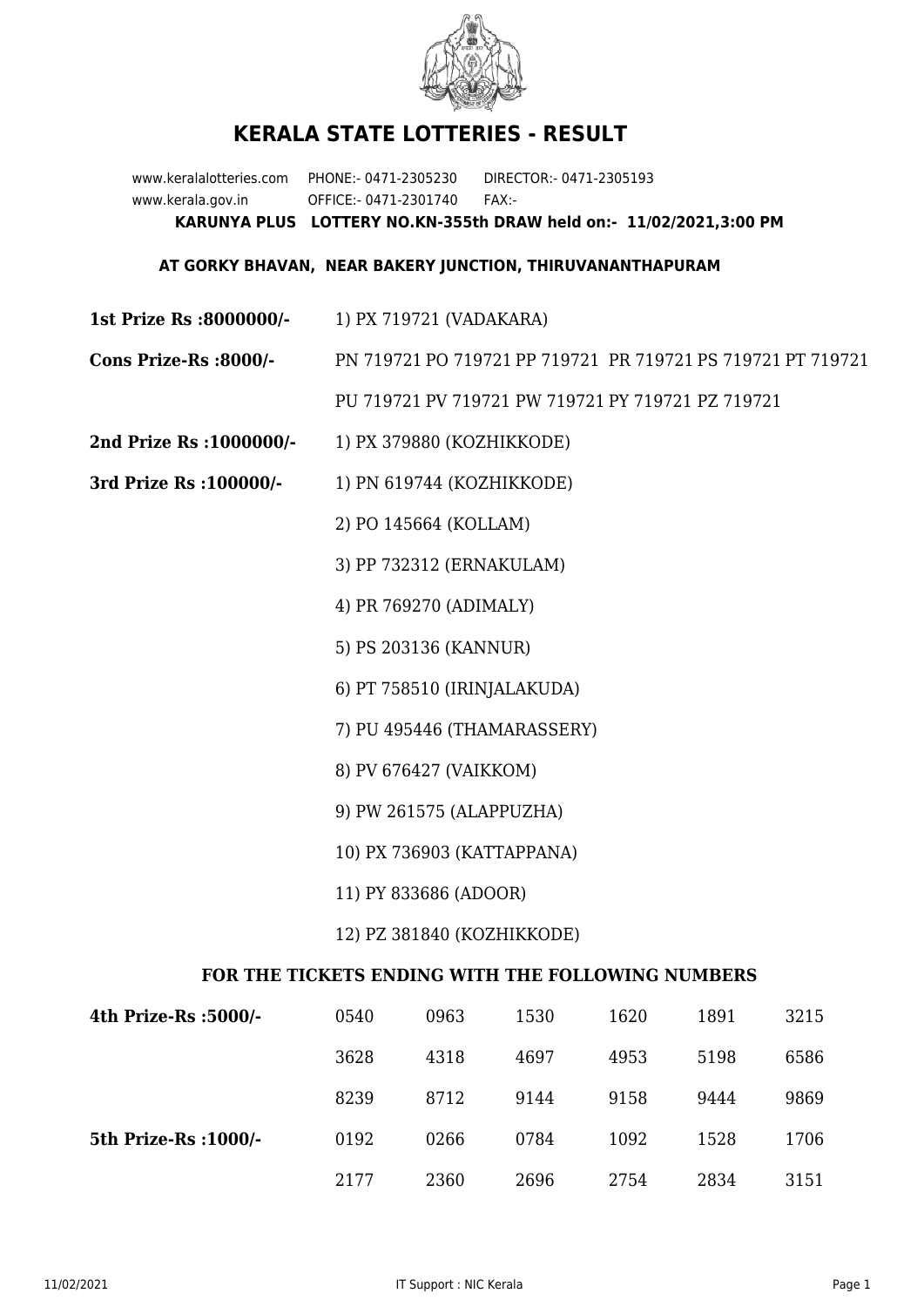# KERALA STATE LOTTERIES - RESULT

www.keralalotteries.com PHONE:- 0471-2305230 DIRECTOR:- 0471-2305193
www.kerala.gov.in OFFICE:- 0471-2301740 FAX:-

**KARUNYA PLUS LOTTERY NO.KN-355th DRAW held on:- 11/02/2021,3:00 PM**

**AT GORKY BHAVAN, NEAR BAKERY JUNCTION, THIRUVANANTHAPURAM**

**1st Prize Rs :8000000/-** 1) PX 719721 (VADAKARA)

**Cons Prize-Rs :8000/-** PN 719721 PO 719721 PP 719721 PR 719721 PS 719721 PT 719721 PU 719721 PV 719721 PW 719721 PY 719721 PZ 719721

**2nd Prize Rs :1000000/-** 1) PX 379880 (KOZHIKKODE)

**3rd Prize Rs :100000/-**
1) PN 619744 (KOZHIKKODE)
2) PO 145664 (KOLLAM)
3) PP 732312 (ERNAKULAM)
4) PR 769270 (ADIMALY)
5) PS 203136 (KANNUR)
6) PT 758510 (IRINJALAKUDA)
7) PU 495446 (THAMARASSERY)
8) PV 676427 (VAIKKOM)
9) PW 261575 (ALAPPUZHA)
10) PX 736903 (KATTAPPANA)
11) PY 833686 (ADOOR)
12) PZ 381840 (KOZHIKKODE)

### FOR THE TICKETS ENDING WITH THE FOLLOWING NUMBERS

| | | | | | | |
|---|---|---|---|---|---|---|
| **4th Prize-Rs :5000/-** | 0540 | 0963 | 1530 | 1620 | 1891 | 3215 |
| | 3628 | 4318 | 4697 | 4953 | 5198 | 6586 |
| | 8239 | 8712 | 9144 | 9158 | 9444 | 9869 |
| **5th Prize-Rs :1000/-** | 0192 | 0266 | 0784 | 1092 | 1528 | 1706 |
| | 2177 | 2360 | 2696 | 2754 | 2834 | 3151 |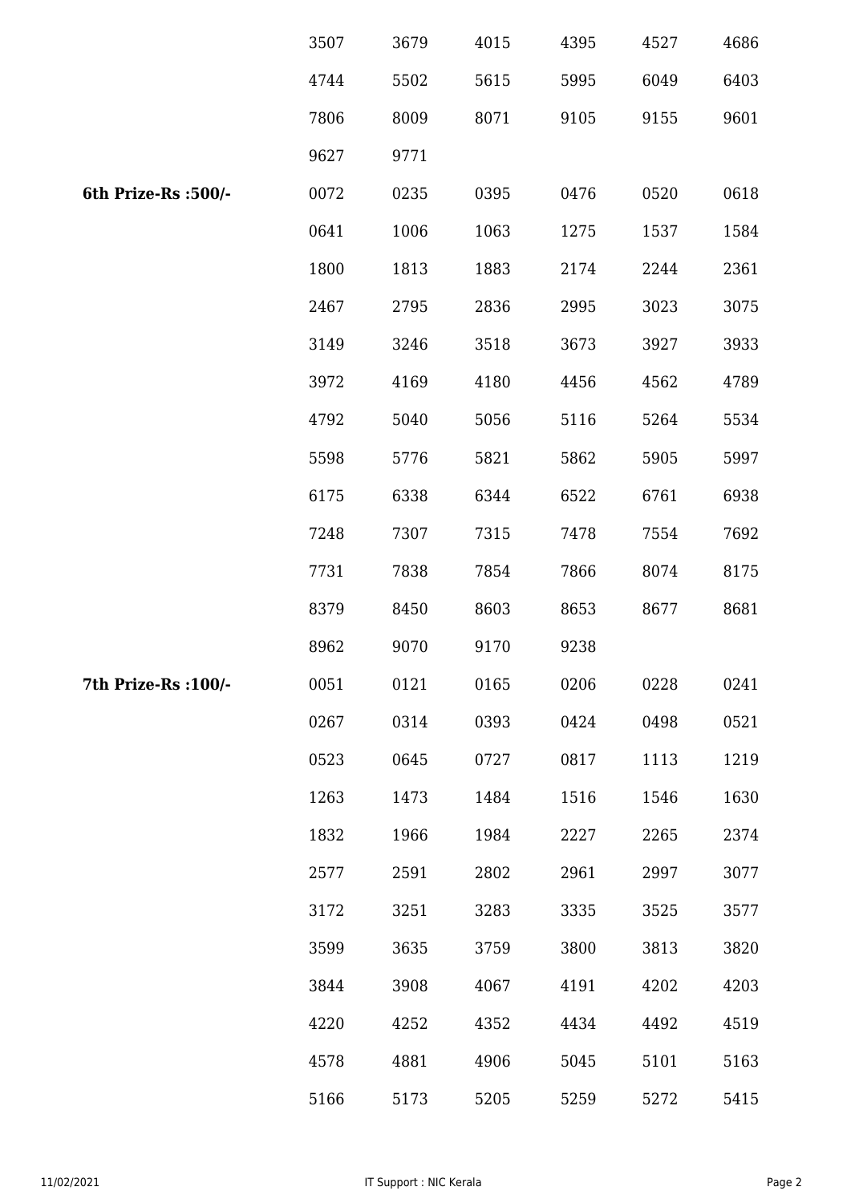| | | | | | | |
|---|---|---|---|---|---|---|
| | 3507 | 3679 | 4015 | 4395 | 4527 | 4686 |
| | 4744 | 5502 | 5615 | 5995 | 6049 | 6403 |
| | 7806 | 8009 | 8071 | 9105 | 9155 | 9601 |
| | 9627 | 9771 | | | | |
| **6th Prize-Rs :500/-** | 0072 | 0235 | 0395 | 0476 | 0520 | 0618 |
| | 0641 | 1006 | 1063 | 1275 | 1537 | 1584 |
| | 1800 | 1813 | 1883 | 2174 | 2244 | 2361 |
| | 2467 | 2795 | 2836 | 2995 | 3023 | 3075 |
| | 3149 | 3246 | 3518 | 3673 | 3927 | 3933 |
| | 3972 | 4169 | 4180 | 4456 | 4562 | 4789 |
| | 4792 | 5040 | 5056 | 5116 | 5264 | 5534 |
| | 5598 | 5776 | 5821 | 5862 | 5905 | 5997 |
| | 6175 | 6338 | 6344 | 6522 | 6761 | 6938 |
| | 7248 | 7307 | 7315 | 7478 | 7554 | 7692 |
| | 7731 | 7838 | 7854 | 7866 | 8074 | 8175 |
| | 8379 | 8450 | 8603 | 8653 | 8677 | 8681 |
| | 8962 | 9070 | 9170 | 9238 | | |
| **7th Prize-Rs :100/-** | 0051 | 0121 | 0165 | 0206 | 0228 | 0241 |
| | 0267 | 0314 | 0393 | 0424 | 0498 | 0521 |
| | 0523 | 0645 | 0727 | 0817 | 1113 | 1219 |
| | 1263 | 1473 | 1484 | 1516 | 1546 | 1630 |
| | 1832 | 1966 | 1984 | 2227 | 2265 | 2374 |
| | 2577 | 2591 | 2802 | 2961 | 2997 | 3077 |
| | 3172 | 3251 | 3283 | 3335 | 3525 | 3577 |
| | 3599 | 3635 | 3759 | 3800 | 3813 | 3820 |
| | 3844 | 3908 | 4067 | 4191 | 4202 | 4203 |
| | 4220 | 4252 | 4352 | 4434 | 4492 | 4519 |
| | 4578 | 4881 | 4906 | 5045 | 5101 | 5163 |
| | 5166 | 5173 | 5205 | 5259 | 5272 | 5415 |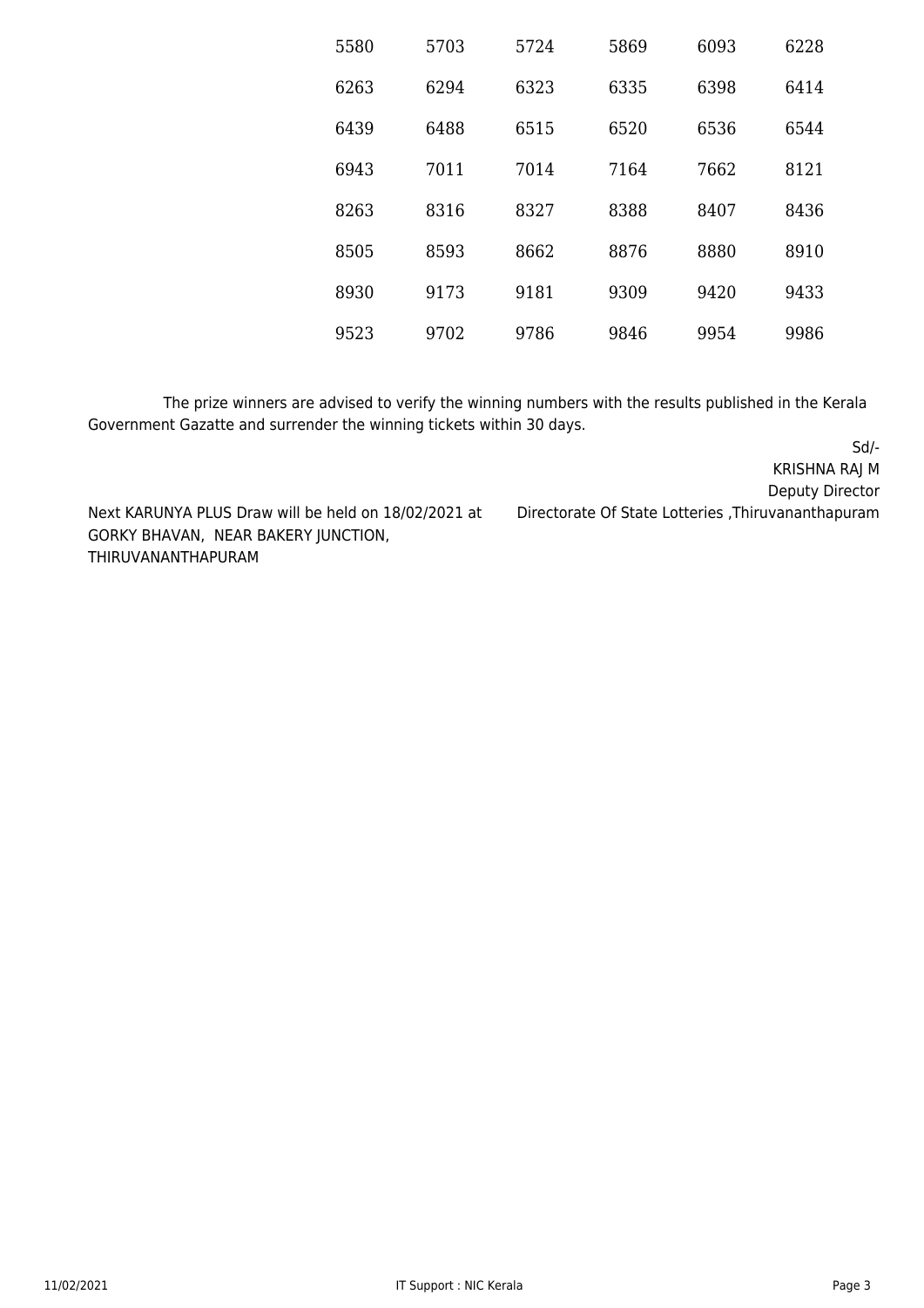| | | | | | |
|---|---|---|---|---|---|
| 5580 | 5703 | 5724 | 5869 | 6093 | 6228 |
| 6263 | 6294 | 6323 | 6335 | 6398 | 6414 |
| 6439 | 6488 | 6515 | 6520 | 6536 | 6544 |
| 6943 | 7011 | 7014 | 7164 | 7662 | 8121 |
| 8263 | 8316 | 8327 | 8388 | 8407 | 8436 |
| 8505 | 8593 | 8662 | 8876 | 8880 | 8910 |
| 8930 | 9173 | 9181 | 9309 | 9420 | 9433 |
| 9523 | 9702 | 9786 | 9846 | 9954 | 9986 |

The prize winners are advised to verify the winning numbers with the results published in the Kerala Government Gazatte and surrender the winning tickets within 30 days.

Sd/-
KRISHNA RAJ M
Deputy Director
Directorate Of State Lotteries ,Thiruvananthapuram

Next KARUNYA PLUS Draw will be held on 18/02/2021 at GORKY BHAVAN, NEAR BAKERY JUNCTION, THIRUVANANTHAPURAM